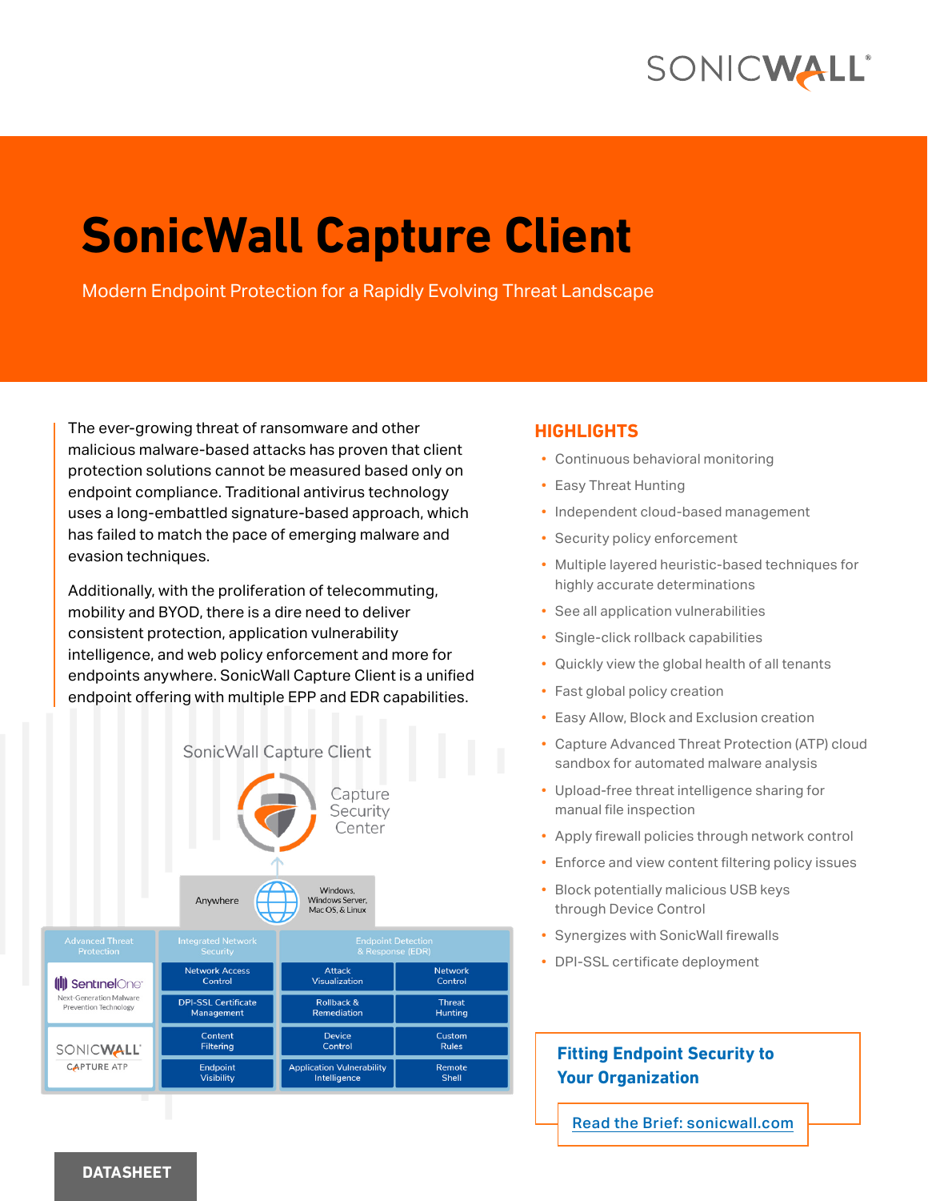# SonicWall Capture Client

Modern Endpoint Protection for a Rapidly Evolving Threat Landscape

The ever-growing threat of ransomware and other malicious malware-based attacks has proven that client protection solutions cannot be measured based only on endpoint compliance. Traditional antivirus technology uses a long-embattled signature-based approach, which has failed to match the pace of emerging malware and evasion techniques.

Additionally, with the proliferation of telecommuting, mobility and BYOD, there is a dire need to deliver consistent protection, application vulnerability intelligence, and web policy enforcement and more for endpoints anywhere. SonicWall Capture Client is a unified endpoint offering with multiple EPP and EDR capabilities.

SonicWall Capture Client

Capture Security Center

Anywhere — Windows, Windows Server, Mac OS, & Linux

| Advanced Threat Protection | Integrated Network Security | Endpoint Detection & Response (EDR) | |
|---|---|---|---|
| SentinelOne Next-Generation Malware Prevention Technology | Network Access Control | Attack Visualization | Network Control |
| | DPI-SSL Certificate Management | Rollback & Remediation | Threat Hunting |
| SonicWall Capture ATP | Content Filtering | Device Control | Custom Rules |
| | Endpoint Visibility | Application Vulnerability Intelligence | Remote Shell |

## HIGHLIGHTS

- Continuous behavioral monitoring
- Easy Threat Hunting
- Independent cloud-based management
- Security policy enforcement
- Multiple layered heuristic-based techniques for highly accurate determinations
- See all application vulnerabilities
- Single-click rollback capabilities
- Quickly view the global health of all tenants
- Fast global policy creation
- Easy Allow, Block and Exclusion creation
- Capture Advanced Threat Protection (ATP) cloud sandbox for automated malware analysis
- Upload-free threat intelligence sharing for manual file inspection
- Apply firewall policies through network control
- Enforce and view content filtering policy issues
- Block potentially malicious USB keys through Device Control
- Synergizes with SonicWall firewalls
- DPI-SSL certificate deployment

**Fitting Endpoint Security to Your Organization**

Read the Brief: sonicwall.com

DATASHEET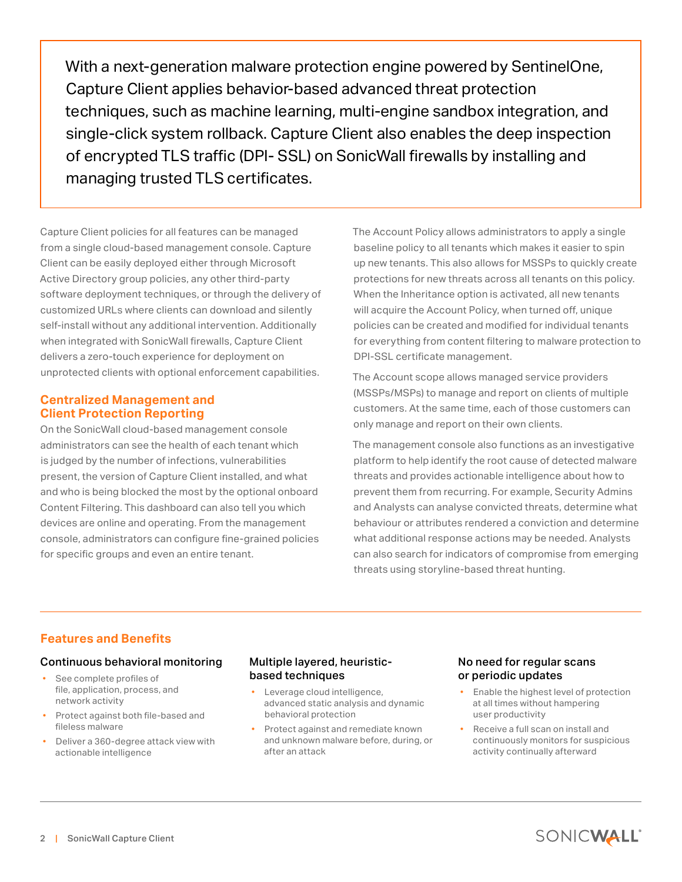> With a next-generation malware protection engine powered by SentinelOne, Capture Client applies behavior-based advanced threat protection techniques, such as machine learning, multi-engine sandbox integration, and single-click system rollback. Capture Client also enables the deep inspection of encrypted TLS traffic (DPI- SSL) on SonicWall firewalls by installing and managing trusted TLS certificates.

Capture Client policies for all features can be managed from a single cloud-based management console. Capture Client can be easily deployed either through Microsoft Active Directory group policies, any other third-party software deployment techniques, or through the delivery of customized URLs where clients can download and silently self-install without any additional intervention. Additionally when integrated with SonicWall firewalls, Capture Client delivers a zero-touch experience for deployment on unprotected clients with optional enforcement capabilities.

## Centralized Management and Client Protection Reporting

On the SonicWall cloud-based management console administrators can see the health of each tenant which is judged by the number of infections, vulnerabilities present, the version of Capture Client installed, and what and who is being blocked the most by the optional onboard Content Filtering. This dashboard can also tell you which devices are online and operating. From the management console, administrators can configure fine-grained policies for specific groups and even an entire tenant.

The Account Policy allows administrators to apply a single baseline policy to all tenants which makes it easier to spin up new tenants. This also allows for MSSPs to quickly create protections for new threats across all tenants on this policy. When the Inheritance option is activated, all new tenants will acquire the Account Policy, when turned off, unique policies can be created and modified for individual tenants for everything from content filtering to malware protection to DPI-SSL certificate management.

The Account scope allows managed service providers (MSSPs/MSPs) to manage and report on clients of multiple customers. At the same time, each of those customers can only manage and report on their own clients.

The management console also functions as an investigative platform to help identify the root cause of detected malware threats and provides actionable intelligence about how to prevent them from recurring. For example, Security Admins and Analysts can analyse convicted threats, determine what behaviour or attributes rendered a conviction and determine what additional response actions may be needed. Analysts can also search for indicators of compromise from emerging threats using storyline-based threat hunting.

## Features and Benefits

### Continuous behavioral monitoring

- See complete profiles of file, application, process, and network activity
- Protect against both file-based and fileless malware
- Deliver a 360-degree attack view with actionable intelligence

### Multiple layered, heuristic-based techniques

- Leverage cloud intelligence, advanced static analysis and dynamic behavioral protection
- Protect against and remediate known and unknown malware before, during, or after an attack

### No need for regular scans or periodic updates

- Enable the highest level of protection at all times without hampering user productivity
- Receive a full scan on install and continuously monitors for suspicious activity continually afterward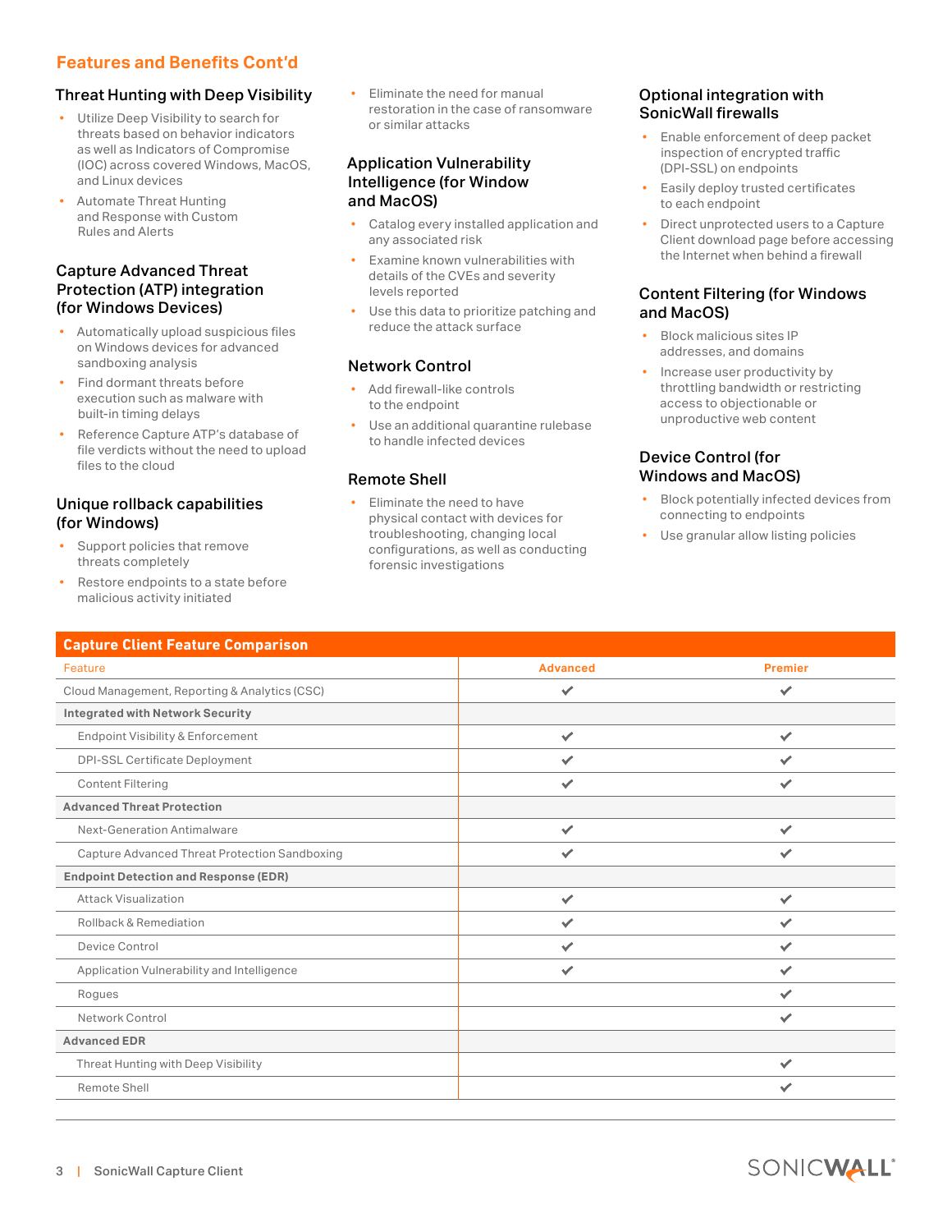## Features and Benefits Cont'd

### Threat Hunting with Deep Visibility

- Utilize Deep Visibility to search for threats based on behavior indicators as well as Indicators of Compromise (IOC) across covered Windows, MacOS, and Linux devices
- Automate Threat Hunting and Response with Custom Rules and Alerts

### Capture Advanced Threat Protection (ATP) integration (for Windows Devices)

- Automatically upload suspicious files on Windows devices for advanced sandboxing analysis
- Find dormant threats before execution such as malware with built-in timing delays
- Reference Capture ATP's database of file verdicts without the need to upload files to the cloud

### Unique rollback capabilities (for Windows)

- Support policies that remove threats completely
- Restore endpoints to a state before malicious activity initiated
- Eliminate the need for manual restoration in the case of ransomware or similar attacks

### Application Vulnerability Intelligence (for Window and MacOS)

- Catalog every installed application and any associated risk
- Examine known vulnerabilities with details of the CVEs and severity levels reported
- Use this data to prioritize patching and reduce the attack surface

### Network Control

- Add firewall-like controls to the endpoint
- Use an additional quarantine rulebase to handle infected devices

### Remote Shell

- Eliminate the need to have physical contact with devices for troubleshooting, changing local configurations, as well as conducting forensic investigations

### Optional integration with SonicWall firewalls

- Enable enforcement of deep packet inspection of encrypted traffic (DPI-SSL) on endpoints
- Easily deploy trusted certificates to each endpoint
- Direct unprotected users to a Capture Client download page before accessing the Internet when behind a firewall

### Content Filtering (for Windows and MacOS)

- Block malicious sites IP addresses, and domains
- Increase user productivity by throttling bandwidth or restricting access to objectionable or unproductive web content

### Device Control (for Windows and MacOS)

- Block potentially infected devices from connecting to endpoints
- Use granular allow listing policies

### Capture Client Feature Comparison

| Feature | Advanced | Premier |
|---|---|---|
| Cloud Management, Reporting & Analytics (CSC) | ✔ | ✔ |
| **Integrated with Network Security** | | |
| Endpoint Visibility & Enforcement | ✔ | ✔ |
| DPI-SSL Certificate Deployment | ✔ | ✔ |
| Content Filtering | ✔ | ✔ |
| **Advanced Threat Protection** | | |
| Next-Generation Antimalware | ✔ | ✔ |
| Capture Advanced Threat Protection Sandboxing | ✔ | ✔ |
| **Endpoint Detection and Response (EDR)** | | |
| Attack Visualization | ✔ | ✔ |
| Rollback & Remediation | ✔ | ✔ |
| Device Control | ✔ | ✔ |
| Application Vulnerability and Intelligence | ✔ | ✔ |
| Rogues | | ✔ |
| Network Control | | ✔ |
| **Advanced EDR** | | |
| Threat Hunting with Deep Visibility | | ✔ |
| Remote Shell | | ✔ |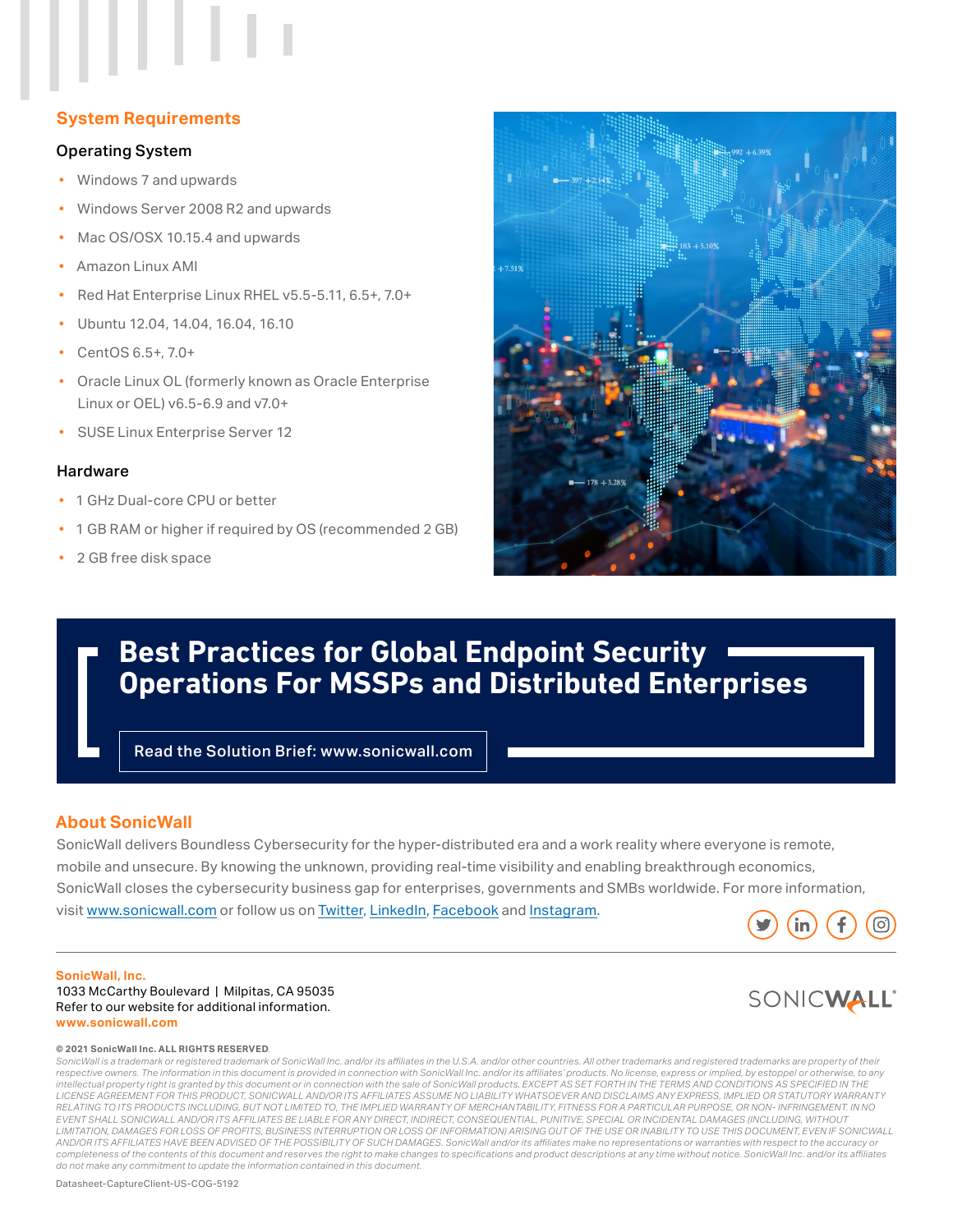## System Requirements

### Operating System

- Windows 7 and upwards
- Windows Server 2008 R2 and upwards
- Mac OS/OSX 10.15.4 and upwards
- Amazon Linux AMI
- Red Hat Enterprise Linux RHEL v5.5-5.11, 6.5+, 7.0+
- Ubuntu 12.04, 14.04, 16.04, 16.10
- CentOS 6.5+, 7.0+
- Oracle Linux OL (formerly known as Oracle Enterprise Linux or OEL) v6.5-6.9 and v7.0+
- SUSE Linux Enterprise Server 12

### Hardware

- 1 GHz Dual-core CPU or better
- 1 GB RAM or higher if required by OS (recommended 2 GB)
- 2 GB free disk space

## Best Practices for Global Endpoint Security Operations For MSSPs and Distributed Enterprises

Read the Solution Brief: www.sonicwall.com

## About SonicWall

SonicWall delivers Boundless Cybersecurity for the hyper-distributed era and a work reality where everyone is remote, mobile and unsecure. By knowing the unknown, providing real-time visibility and enabling breakthrough economics, SonicWall closes the cybersecurity business gap for enterprises, governments and SMBs worldwide. For more information, visit www.sonicwall.com or follow us on Twitter, LinkedIn, Facebook and Instagram.

**SonicWall, Inc.**
1033 McCarthy Boulevard | Milpitas, CA 95035
Refer to our website for additional information.
**www.sonicwall.com**

SONICWALL

**© 2021 SonicWall Inc. ALL RIGHTS RESERVED.**

*SonicWall is a trademark or registered trademark of SonicWall Inc. and/or its affiliates in the U.S.A. and/or other countries. All other trademarks and registered trademarks are property of their respective owners. The information in this document is provided in connection with SonicWall Inc. and/or its affiliates' products. No license, express or implied, by estoppel or otherwise, to any intellectual property right is granted by this document or in connection with the sale of SonicWall products. EXCEPT AS SET FORTH IN THE TERMS AND CONDITIONS AS SPECIFIED IN THE LICENSE AGREEMENT FOR THIS PRODUCT, SONICWALL AND/OR ITS AFFILIATES ASSUME NO LIABILITY WHATSOEVER AND DISCLAIMS ANY EXPRESS, IMPLIED OR STATUTORY WARRANTY RELATING TO ITS PRODUCTS INCLUDING, BUT NOT LIMITED TO, THE IMPLIED WARRANTY OF MERCHANTABILITY, FITNESS FOR A PARTICULAR PURPOSE, OR NON- INFRINGEMENT. IN NO EVENT SHALL SONICWALL AND/OR ITS AFFILIATES BE LIABLE FOR ANY DIRECT, INDIRECT, CONSEQUENTIAL, PUNITIVE, SPECIAL OR INCIDENTAL DAMAGES (INCLUDING, WITHOUT LIMITATION, DAMAGES FOR LOSS OF PROFITS, BUSINESS INTERRUPTION OR LOSS OF INFORMATION) ARISING OUT OF THE USE OR INABILITY TO USE THIS DOCUMENT, EVEN IF SONICWALL AND/OR ITS AFFILIATES HAVE BEEN ADVISED OF THE POSSIBILITY OF SUCH DAMAGES. SonicWall and/or its affiliates make no representations or warranties with respect to the accuracy or completeness of the contents of this document and reserves the right to make changes to specifications and product descriptions at any time without notice. SonicWall Inc. and/or its affiliates do not make any commitment to update the information contained in this document.*

Datasheet-CaptureClient-US-COG-5192